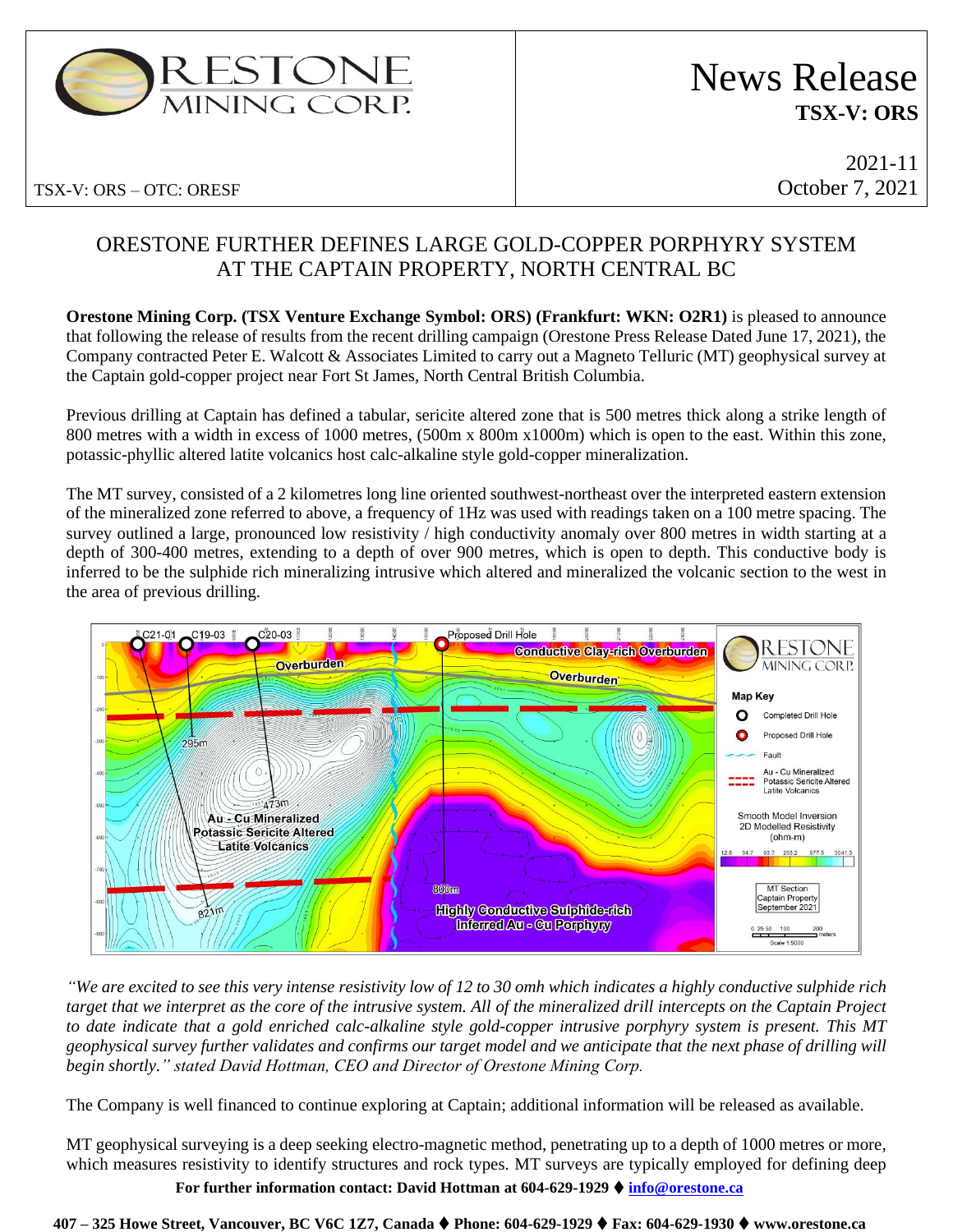RESTONE MINING CORP.

# News Release
**TSX-V: ORS**

TSX-V: ORS – OTC: ORESF

2021-11
October 7, 2021

## ORESTONE FURTHER DEFINES LARGE GOLD-COPPER PORPHYRY SYSTEM AT THE CAPTAIN PROPERTY, NORTH CENTRAL BC

**Orestone Mining Corp. (TSX Venture Exchange Symbol: ORS) (Frankfurt: WKN: O2R1)** is pleased to announce that following the release of results from the recent drilling campaign (Orestone Press Release Dated June 17, 2021), the Company contracted Peter E. Walcott & Associates Limited to carry out a Magneto Telluric (MT) geophysical survey at the Captain gold-copper project near Fort St James, North Central British Columbia.

Previous drilling at Captain has defined a tabular, sericite altered zone that is 500 metres thick along a strike length of 800 metres with a width in excess of 1000 metres, (500m x 800m x1000m) which is open to the east. Within this zone, potassic-phyllic altered latite volcanics host calc-alkaline style gold-copper mineralization.

The MT survey, consisted of a 2 kilometres long line oriented southwest-northeast over the interpreted eastern extension of the mineralized zone referred to above, a frequency of 1Hz was used with readings taken on a 100 metre spacing. The survey outlined a large, pronounced low resistivity / high conductivity anomaly over 800 metres in width starting at a depth of 300-400 metres, extending to a depth of over 900 metres, which is open to depth. This conductive body is inferred to be the sulphide rich mineralizing intrusive which altered and mineralized the volcanic section to the west in the area of previous drilling.

C21-01
C19-03
C20-03
Proposed Drill Hole
Conductive Clay-rich Overburden
Overburden
Overburden
295m
473m
821m
800m
Au - Cu Mineralized Potassic Sericite Altered Latite Volcanics
Highly Conductive Sulphide-rich Inferred Au - Cu Porphyry

RESTONE MINING CORP.
Map Key
Completed Drill Hole
Proposed Drill Hole
Fault
Au - Cu Mineralized Potassic Sericite Altered Latite Volcanics
Smooth Model Inversion 2D Modelled Resistivity (ohm-m)
12.6 34.7 93.7 253.2 677.5 3041.3
MT Section Captain Property September 2021
0 25 50 100 200 meters
Scale 1:5000

*"We are excited to see this very intense resistivity low of 12 to 30 omh which indicates a highly conductive sulphide rich target that we interpret as the core of the intrusive system. All of the mineralized drill intercepts on the Captain Project to date indicate that a gold enriched calc-alkaline style gold-copper intrusive porphyry system is present. This MT geophysical survey further validates and confirms our target model and we anticipate that the next phase of drilling will begin shortly." stated David Hottman, CEO and Director of Orestone Mining Corp.*

The Company is well financed to continue exploring at Captain; additional information will be released as available.

MT geophysical surveying is a deep seeking electro-magnetic method, penetrating up to a depth of 1000 metres or more, which measures resistivity to identify structures and rock types. MT surveys are typically employed for defining deep

**For further information contact: David Hottman at 604-629-1929 ♦ info@orestone.ca**

**407 – 325 Howe Street, Vancouver, BC V6C 1Z7, Canada ♦ Phone: 604-629-1929 ♦ Fax: 604-629-1930 ♦ www.orestone.ca**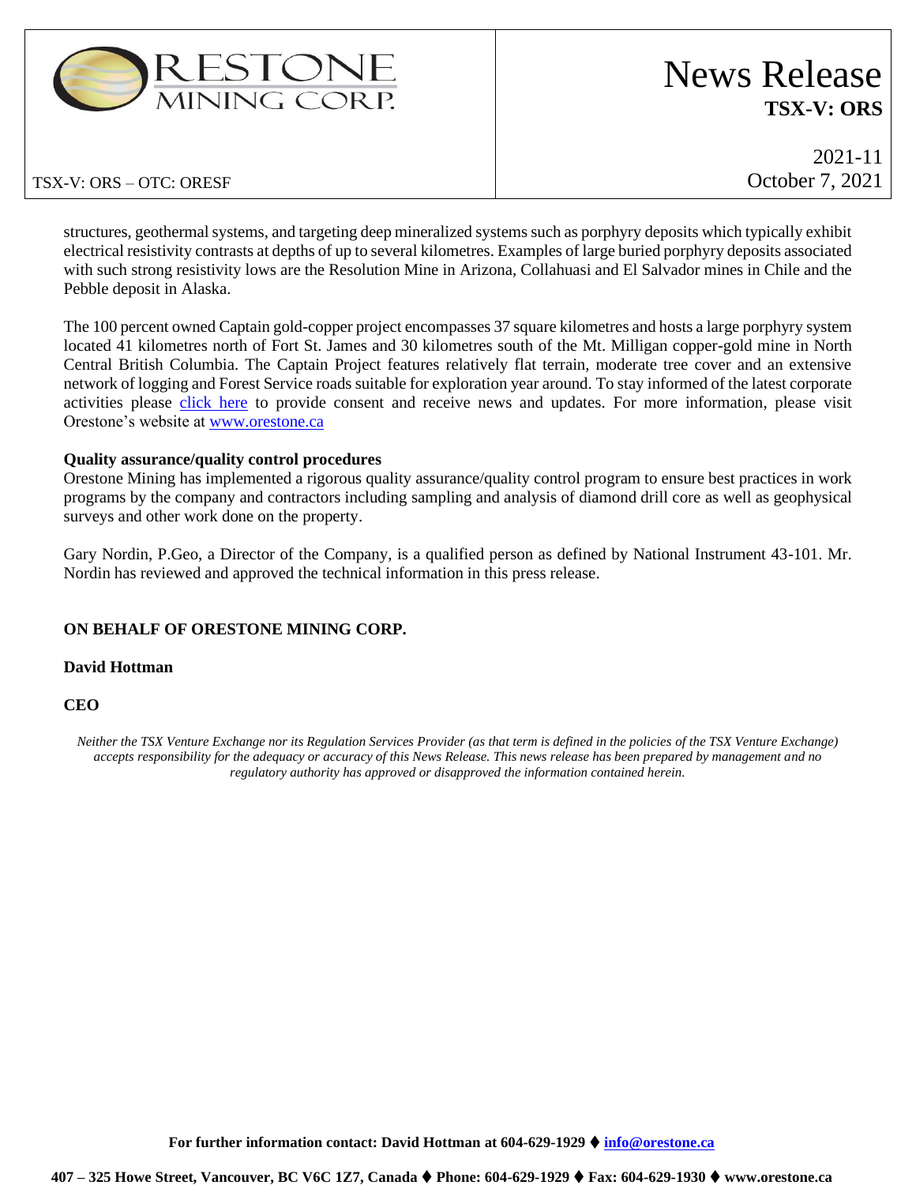structures, geothermal systems, and targeting deep mineralized systems such as porphyry deposits which typically exhibit electrical resistivity contrasts at depths of up to several kilometres. Examples of large buried porphyry deposits associated with such strong resistivity lows are the Resolution Mine in Arizona, Collahuasi and El Salvador mines in Chile and the Pebble deposit in Alaska.

The 100 percent owned Captain gold-copper project encompasses 37 square kilometres and hosts a large porphyry system located 41 kilometres north of Fort St. James and 30 kilometres south of the Mt. Milligan copper-gold mine in North Central British Columbia. The Captain Project features relatively flat terrain, moderate tree cover and an extensive network of logging and Forest Service roads suitable for exploration year around. To stay informed of the latest corporate activities please click here to provide consent and receive news and updates. For more information, please visit Orestone's website at www.orestone.ca

**Quality assurance/quality control procedures**

Orestone Mining has implemented a rigorous quality assurance/quality control program to ensure best practices in work programs by the company and contractors including sampling and analysis of diamond drill core as well as geophysical surveys and other work done on the property.

Gary Nordin, P.Geo, a Director of the Company, is a qualified person as defined by National Instrument 43-101. Mr. Nordin has reviewed and approved the technical information in this press release.

**ON BEHALF OF ORESTONE MINING CORP.**

**David Hottman**

**CEO**

*Neither the TSX Venture Exchange nor its Regulation Services Provider (as that term is defined in the policies of the TSX Venture Exchange) accepts responsibility for the adequacy or accuracy of this News Release. This news release has been prepared by management and no regulatory authority has approved or disapproved the information contained herein.*

**For further information contact: David Hottman at 604-629-1929 ⧫ info@orestone.ca**

**407 – 325 Howe Street, Vancouver, BC V6C 1Z7, Canada ⧫ Phone: 604-629-1929 ⧫ Fax: 604-629-1930 ⧫ www.orestone.ca**